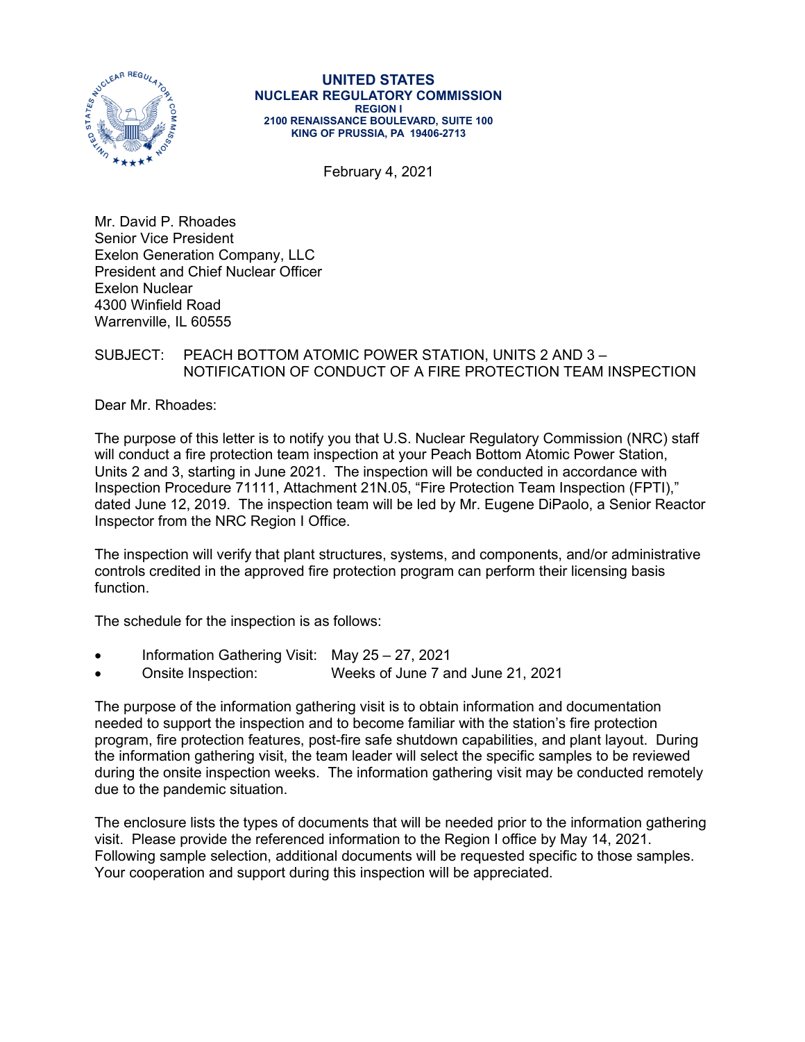**UNITED STATES**
**NUCLEAR REGULATORY COMMISSION**
**REGION I**
**2100 RENAISSANCE BOULEVARD, SUITE 100**
**KING OF PRUSSIA, PA 19406-2713**

February 4, 2021

Mr. David P. Rhoades
Senior Vice President
Exelon Generation Company, LLC
President and Chief Nuclear Officer
Exelon Nuclear
4300 Winfield Road
Warrenville, IL 60555

SUBJECT: PEACH BOTTOM ATOMIC POWER STATION, UNITS 2 AND 3 – NOTIFICATION OF CONDUCT OF A FIRE PROTECTION TEAM INSPECTION

Dear Mr. Rhoades:

The purpose of this letter is to notify you that U.S. Nuclear Regulatory Commission (NRC) staff will conduct a fire protection team inspection at your Peach Bottom Atomic Power Station, Units 2 and 3, starting in June 2021. The inspection will be conducted in accordance with Inspection Procedure 71111, Attachment 21N.05, "Fire Protection Team Inspection (FPTI)," dated June 12, 2019. The inspection team will be led by Mr. Eugene DiPaolo, a Senior Reactor Inspector from the NRC Region I Office.

The inspection will verify that plant structures, systems, and components, and/or administrative controls credited in the approved fire protection program can perform their licensing basis function.

The schedule for the inspection is as follows:

- Information Gathering Visit: May 25 – 27, 2021
- Onsite Inspection: Weeks of June 7 and June 21, 2021

The purpose of the information gathering visit is to obtain information and documentation needed to support the inspection and to become familiar with the station's fire protection program, fire protection features, post-fire safe shutdown capabilities, and plant layout. During the information gathering visit, the team leader will select the specific samples to be reviewed during the onsite inspection weeks. The information gathering visit may be conducted remotely due to the pandemic situation.

The enclosure lists the types of documents that will be needed prior to the information gathering visit. Please provide the referenced information to the Region I office by May 14, 2021. Following sample selection, additional documents will be requested specific to those samples. Your cooperation and support during this inspection will be appreciated.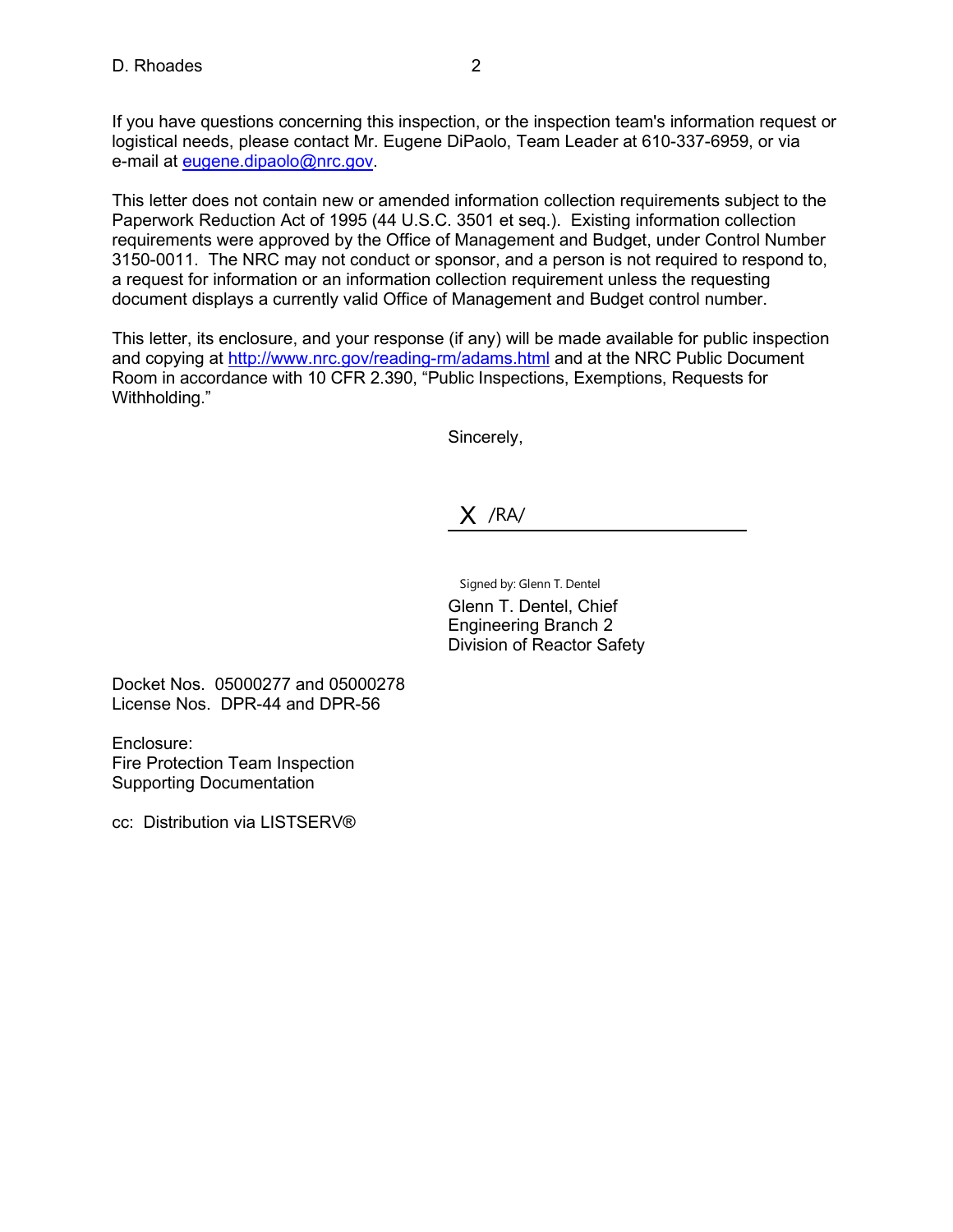If you have questions concerning this inspection, or the inspection team's information request or logistical needs, please contact Mr. Eugene DiPaolo, Team Leader at 610-337-6959, or via e-mail at eugene.dipaolo@nrc.gov.

This letter does not contain new or amended information collection requirements subject to the Paperwork Reduction Act of 1995 (44 U.S.C. 3501 et seq.). Existing information collection requirements were approved by the Office of Management and Budget, under Control Number 3150-0011. The NRC may not conduct or sponsor, and a person is not required to respond to, a request for information or an information collection requirement unless the requesting document displays a currently valid Office of Management and Budget control number.

This letter, its enclosure, and your response (if any) will be made available for public inspection and copying at http://www.nrc.gov/reading-rm/adams.html and at the NRC Public Document Room in accordance with 10 CFR 2.390, "Public Inspections, Exemptions, Requests for Withholding."

Sincerely,

X /RA/

Signed by: Glenn T. Dentel

Glenn T. Dentel, Chief
Engineering Branch 2
Division of Reactor Safety

Docket Nos. 05000277 and 05000278
License Nos. DPR-44 and DPR-56

Enclosure:
Fire Protection Team Inspection
Supporting Documentation

cc: Distribution via LISTSERV®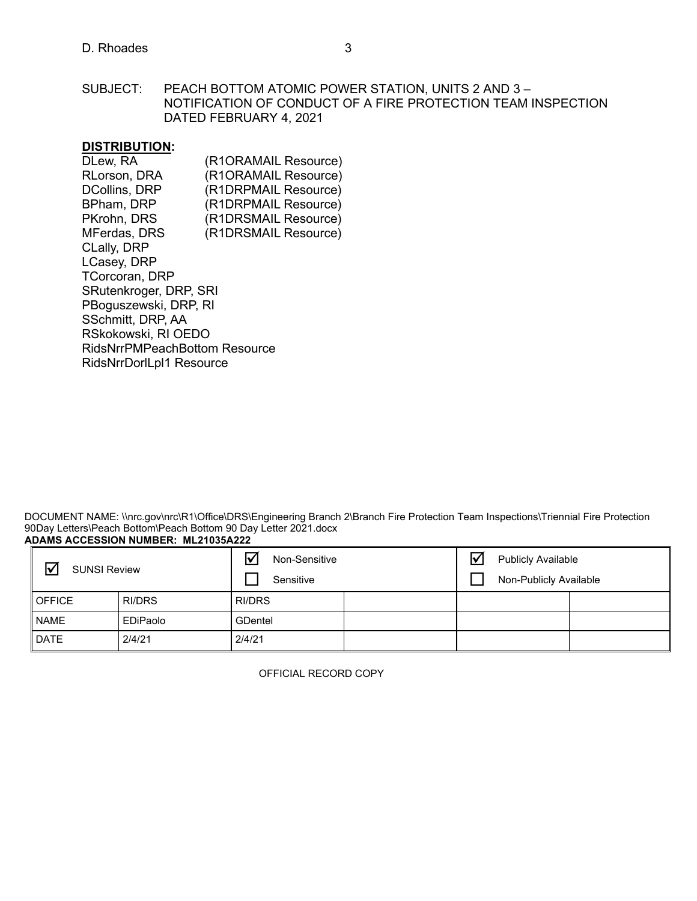SUBJECT: PEACH BOTTOM ATOMIC POWER STATION, UNITS 2 AND 3 – NOTIFICATION OF CONDUCT OF A FIRE PROTECTION TEAM INSPECTION DATED FEBRUARY 4, 2021

**DISTRIBUTION:**

DLew, RA (R1ORAMAIL Resource)
RLorson, DRA (R1ORAMAIL Resource)
DCollins, DRP (R1DRPMAIL Resource)
BPham, DRP (R1DRPMAIL Resource)
PKrohn, DRS (R1DRSMAIL Resource)
MFerdas, DRS (R1DRSMAIL Resource)
CLally, DRP
LCasey, DRP
TCorcoran, DRP
SRutenkroger, DRP, SRI
PBoguszewski, DRP, RI
SSchmitt, DRP, AA
RSkokowski, RI OEDO
RidsNrrPMPeachBottom Resource
RidsNrrDorlLpl1 Resource

DOCUMENT NAME: \\nrc.gov\nrc\R1\Office\DRS\Engineering Branch 2\Branch Fire Protection Team Inspections\Triennial Fire Protection 90Day Letters\Peach Bottom\Peach Bottom 90 Day Letter 2021.docx
**ADAMS ACCESSION NUMBER: ML21035A222**

| ☑ SUNSI Review | | ☑ Non-Sensitive<br>☐ Sensitive | | ☑ Publicly Available<br>☐ Non-Publicly Available | |
|---|---|---|---|---|---|
| OFFICE | RI/DRS | RI/DRS | | | |
| NAME | EDiPaolo | GDentel | | | |
| DATE | 2/4/21 | 2/4/21 | | | |

OFFICIAL RECORD COPY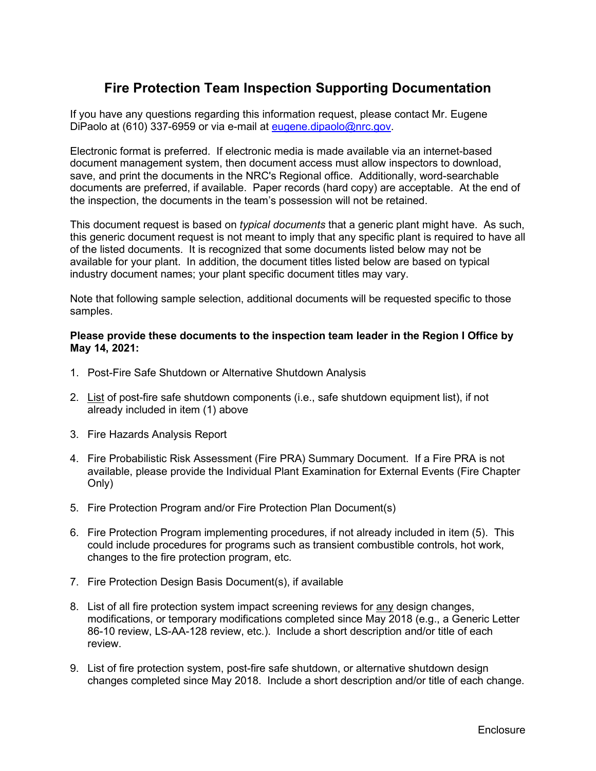# Fire Protection Team Inspection Supporting Documentation

If you have any questions regarding this information request, please contact Mr. Eugene DiPaolo at (610) 337-6959 or via e-mail at eugene.dipaolo@nrc.gov.

Electronic format is preferred. If electronic media is made available via an internet-based document management system, then document access must allow inspectors to download, save, and print the documents in the NRC's Regional office. Additionally, word-searchable documents are preferred, if available. Paper records (hard copy) are acceptable. At the end of the inspection, the documents in the team's possession will not be retained.

This document request is based on *typical documents* that a generic plant might have. As such, this generic document request is not meant to imply that any specific plant is required to have all of the listed documents. It is recognized that some documents listed below may not be available for your plant. In addition, the document titles listed below are based on typical industry document names; your plant specific document titles may vary.

Note that following sample selection, additional documents will be requested specific to those samples.

**Please provide these documents to the inspection team leader in the Region I Office by May 14, 2021:**

1. Post-Fire Safe Shutdown or Alternative Shutdown Analysis
2. List of post-fire safe shutdown components (i.e., safe shutdown equipment list), if not already included in item (1) above
3. Fire Hazards Analysis Report
4. Fire Probabilistic Risk Assessment (Fire PRA) Summary Document. If a Fire PRA is not available, please provide the Individual Plant Examination for External Events (Fire Chapter Only)
5. Fire Protection Program and/or Fire Protection Plan Document(s)
6. Fire Protection Program implementing procedures, if not already included in item (5). This could include procedures for programs such as transient combustible controls, hot work, changes to the fire protection program, etc.
7. Fire Protection Design Basis Document(s), if available
8. List of all fire protection system impact screening reviews for any design changes, modifications, or temporary modifications completed since May 2018 (e.g., a Generic Letter 86-10 review, LS-AA-128 review, etc.). Include a short description and/or title of each review.
9. List of fire protection system, post-fire safe shutdown, or alternative shutdown design changes completed since May 2018. Include a short description and/or title of each change.

Enclosure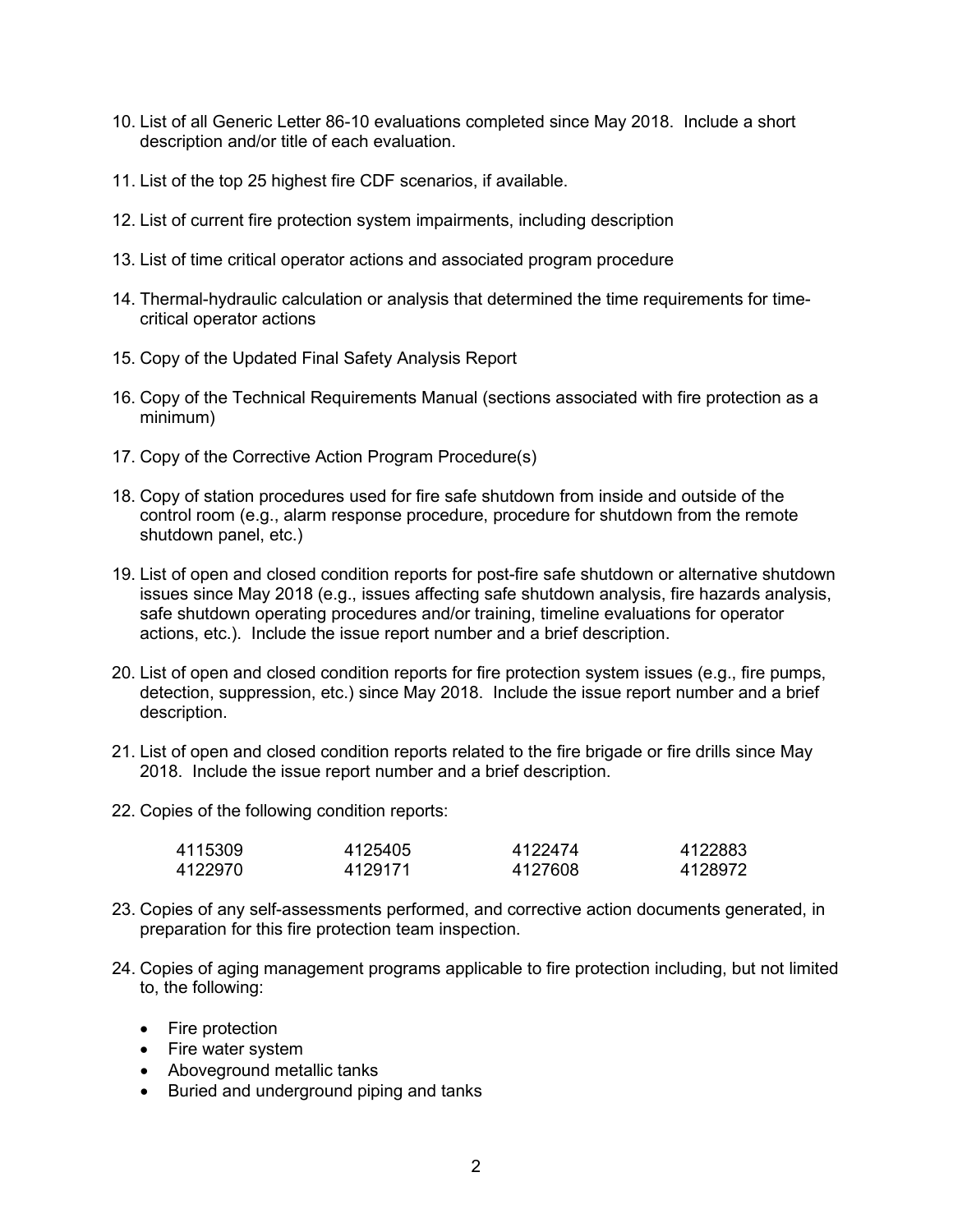10. List of all Generic Letter 86-10 evaluations completed since May 2018. Include a short description and/or title of each evaluation.

11. List of the top 25 highest fire CDF scenarios, if available.

12. List of current fire protection system impairments, including description

13. List of time critical operator actions and associated program procedure

14. Thermal-hydraulic calculation or analysis that determined the time requirements for time-critical operator actions

15. Copy of the Updated Final Safety Analysis Report

16. Copy of the Technical Requirements Manual (sections associated with fire protection as a minimum)

17. Copy of the Corrective Action Program Procedure(s)

18. Copy of station procedures used for fire safe shutdown from inside and outside of the control room (e.g., alarm response procedure, procedure for shutdown from the remote shutdown panel, etc.)

19. List of open and closed condition reports for post-fire safe shutdown or alternative shutdown issues since May 2018 (e.g., issues affecting safe shutdown analysis, fire hazards analysis, safe shutdown operating procedures and/or training, timeline evaluations for operator actions, etc.). Include the issue report number and a brief description.

20. List of open and closed condition reports for fire protection system issues (e.g., fire pumps, detection, suppression, etc.) since May 2018. Include the issue report number and a brief description.

21. List of open and closed condition reports related to the fire brigade or fire drills since May 2018. Include the issue report number and a brief description.

22. Copies of the following condition reports:

| | | | |
|---|---|---|---|
| 4115309 | 4125405 | 4122474 | 4122883 |
| 4122970 | 4129171 | 4127608 | 4128972 |

23. Copies of any self-assessments performed, and corrective action documents generated, in preparation for this fire protection team inspection.

24. Copies of aging management programs applicable to fire protection including, but not limited to, the following:

    - Fire protection
    - Fire water system
    - Aboveground metallic tanks
    - Buried and underground piping and tanks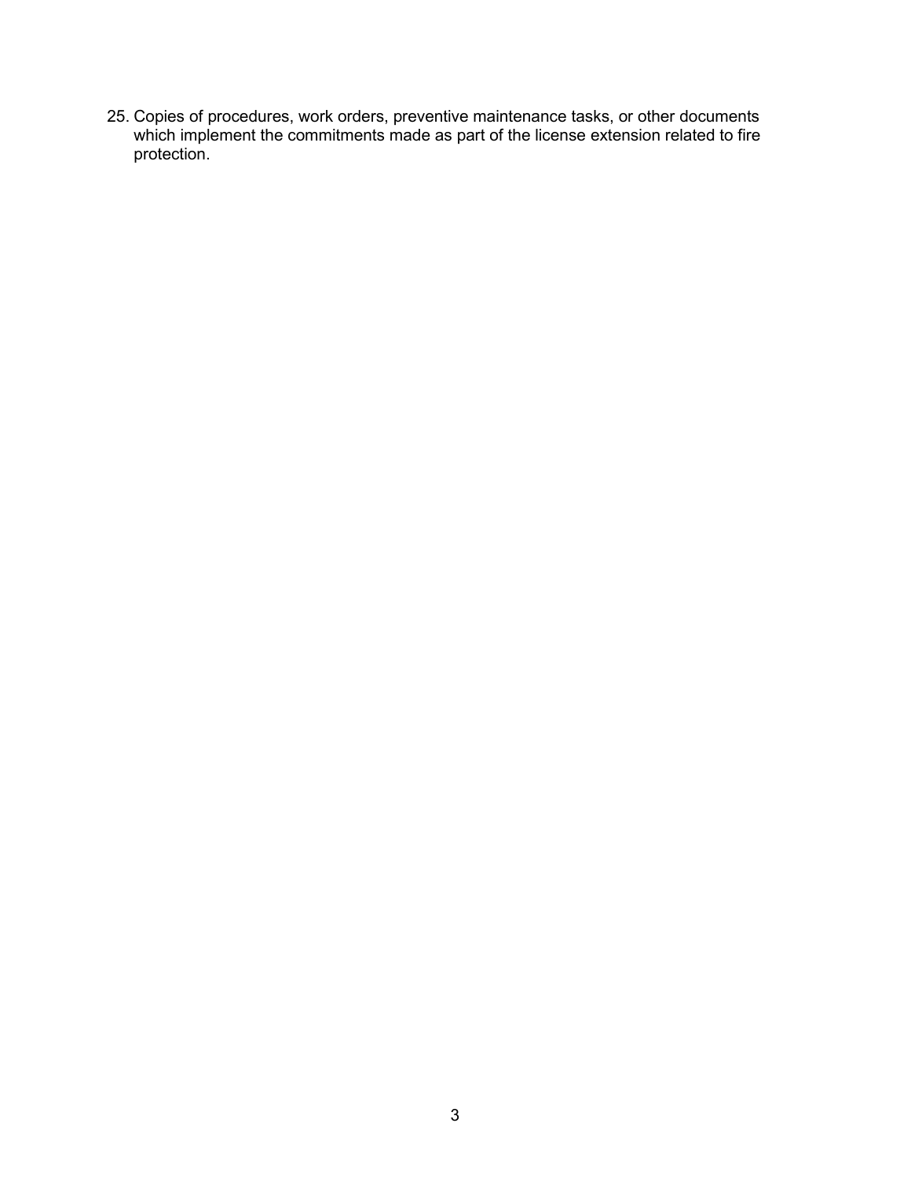25. Copies of procedures, work orders, preventive maintenance tasks, or other documents which implement the commitments made as part of the license extension related to fire protection.